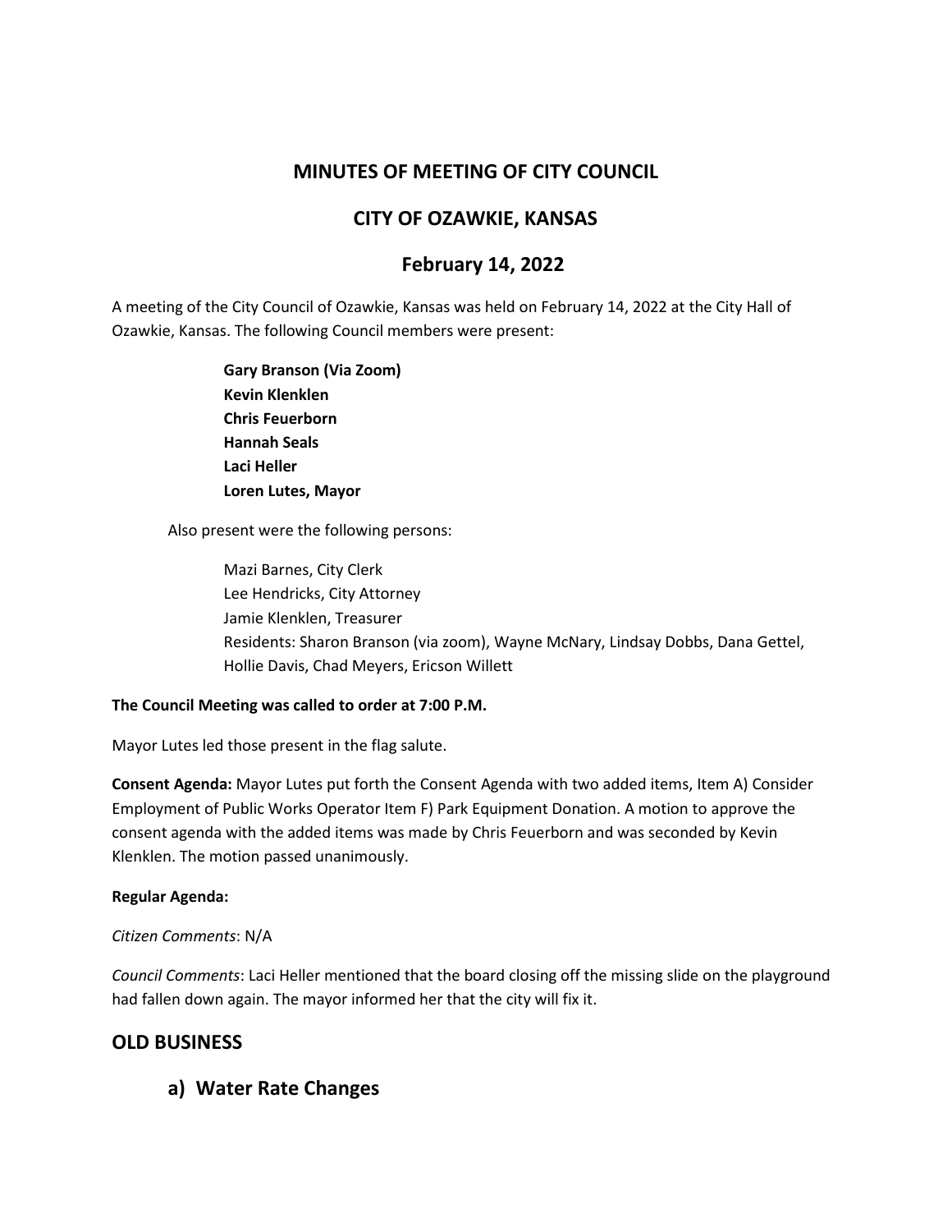# MINUTES OF MEETING OF CITY COUNCIL

# CITY OF OZAWKIE, KANSAS

# February 14, 2022

A meeting of the City Council of Ozawkie, Kansas was held on February 14, 2022 at the City Hall of Ozawkie, Kansas. The following Council members were present:

**Gary Branson (Via Zoom)**
**Kevin Klenklen**
**Chris Feuerborn**
**Hannah Seals**
**Laci Heller**
**Loren Lutes, Mayor**

Also present were the following persons:

Mazi Barnes, City Clerk
Lee Hendricks, City Attorney
Jamie Klenklen, Treasurer
Residents: Sharon Branson (via zoom), Wayne McNary, Lindsay Dobbs, Dana Gettel, Hollie Davis, Chad Meyers, Ericson Willett

**The Council Meeting was called to order at 7:00 P.M.**

Mayor Lutes led those present in the flag salute.

**Consent Agenda:** Mayor Lutes put forth the Consent Agenda with two added items, Item A) Consider Employment of Public Works Operator Item F) Park Equipment Donation. A motion to approve the consent agenda with the added items was made by Chris Feuerborn and was seconded by Kevin Klenklen. The motion passed unanimously.

**Regular Agenda:**

*Citizen Comments*: N/A

*Council Comments*: Laci Heller mentioned that the board closing off the missing slide on the playground had fallen down again. The mayor informed her that the city will fix it.

## OLD BUSINESS

### a) Water Rate Changes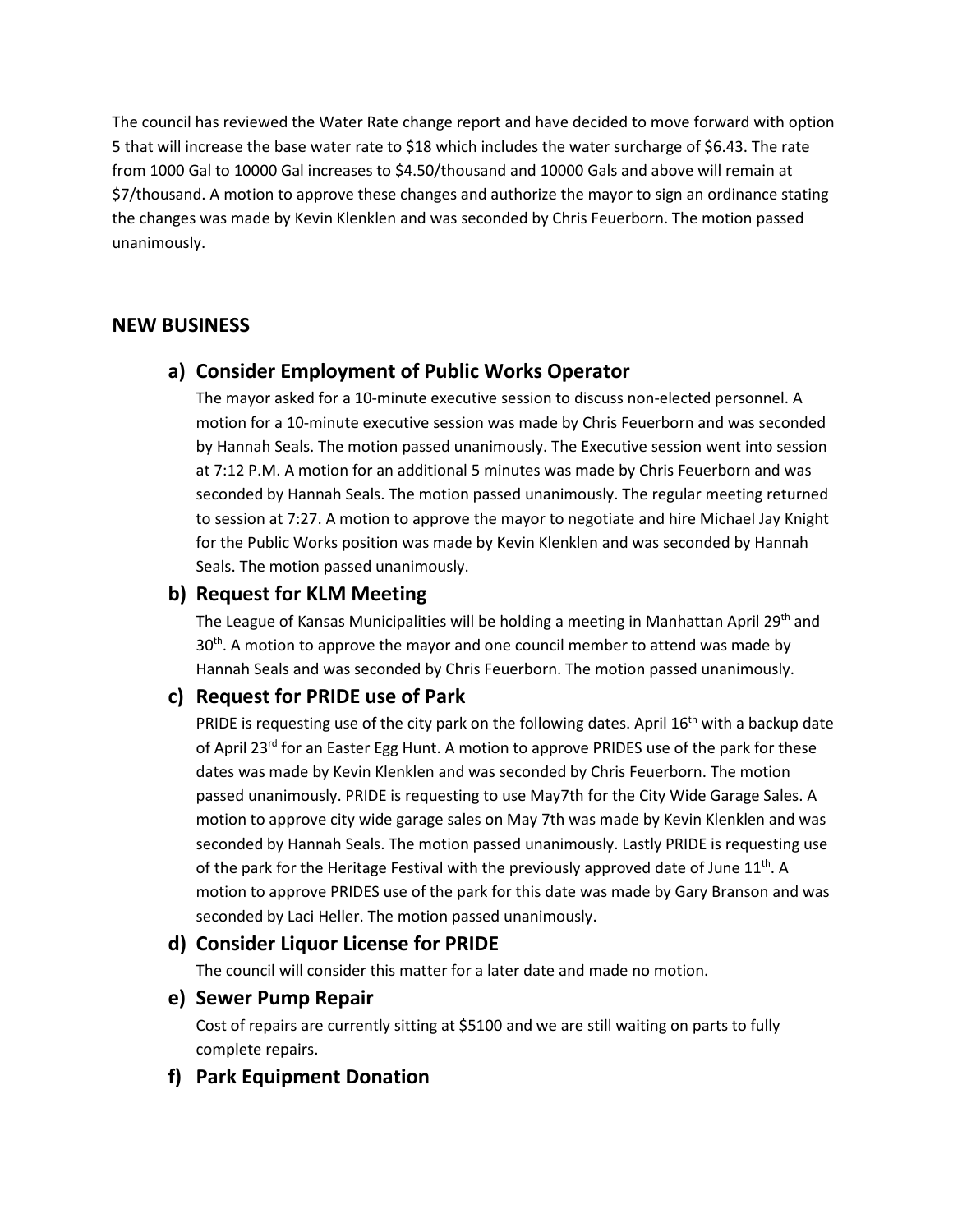The council has reviewed the Water Rate change report and have decided to move forward with option 5 that will increase the base water rate to $18 which includes the water surcharge of $6.43. The rate from 1000 Gal to 10000 Gal increases to $4.50/thousand and 10000 Gals and above will remain at $7/thousand. A motion to approve these changes and authorize the mayor to sign an ordinance stating the changes was made by Kevin Klenklen and was seconded by Chris Feuerborn. The motion passed unanimously.

## NEW BUSINESS

### a) Consider Employment of Public Works Operator

The mayor asked for a 10-minute executive session to discuss non-elected personnel. A motion for a 10-minute executive session was made by Chris Feuerborn and was seconded by Hannah Seals. The motion passed unanimously. The Executive session went into session at 7:12 P.M. A motion for an additional 5 minutes was made by Chris Feuerborn and was seconded by Hannah Seals. The motion passed unanimously. The regular meeting returned to session at 7:27. A motion to approve the mayor to negotiate and hire Michael Jay Knight for the Public Works position was made by Kevin Klenklen and was seconded by Hannah Seals. The motion passed unanimously.

### b) Request for KLM Meeting

The League of Kansas Municipalities will be holding a meeting in Manhattan April 29th and 30th. A motion to approve the mayor and one council member to attend was made by Hannah Seals and was seconded by Chris Feuerborn. The motion passed unanimously.

### c) Request for PRIDE use of Park

PRIDE is requesting use of the city park on the following dates. April 16th with a backup date of April 23rd for an Easter Egg Hunt. A motion to approve PRIDES use of the park for these dates was made by Kevin Klenklen and was seconded by Chris Feuerborn. The motion passed unanimously. PRIDE is requesting to use May7th for the City Wide Garage Sales. A motion to approve city wide garage sales on May 7th was made by Kevin Klenklen and was seconded by Hannah Seals. The motion passed unanimously. Lastly PRIDE is requesting use of the park for the Heritage Festival with the previously approved date of June 11th. A motion to approve PRIDES use of the park for this date was made by Gary Branson and was seconded by Laci Heller. The motion passed unanimously.

### d) Consider Liquor License for PRIDE

The council will consider this matter for a later date and made no motion.

### e) Sewer Pump Repair

Cost of repairs are currently sitting at $5100 and we are still waiting on parts to fully complete repairs.

### f) Park Equipment Donation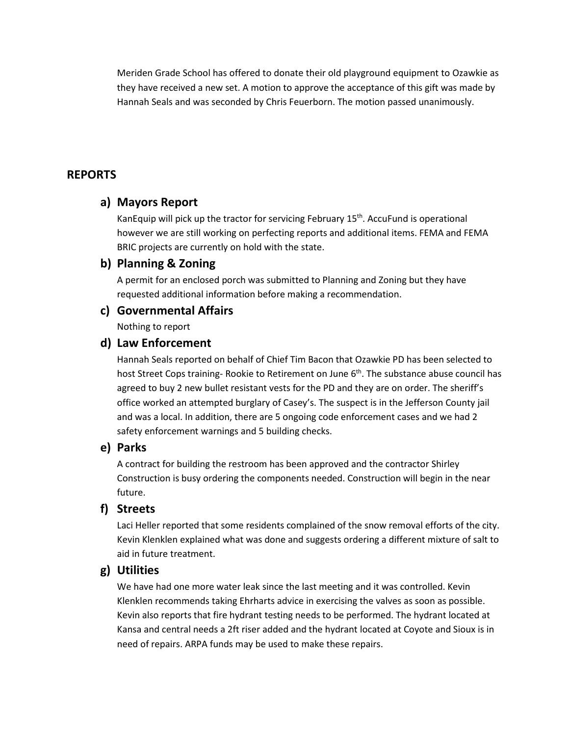Meriden Grade School has offered to donate their old playground equipment to Ozawkie as they have received a new set. A motion to approve the acceptance of this gift was made by Hannah Seals and was seconded by Chris Feuerborn. The motion passed unanimously.

## REPORTS

### a) Mayors Report

KanEquip will pick up the tractor for servicing February 15th. AccuFund is operational however we are still working on perfecting reports and additional items. FEMA and FEMA BRIC projects are currently on hold with the state.

### b) Planning & Zoning

A permit for an enclosed porch was submitted to Planning and Zoning but they have requested additional information before making a recommendation.

### c) Governmental Affairs

Nothing to report

### d) Law Enforcement

Hannah Seals reported on behalf of Chief Tim Bacon that Ozawkie PD has been selected to host Street Cops training- Rookie to Retirement on June 6th. The substance abuse council has agreed to buy 2 new bullet resistant vests for the PD and they are on order. The sheriff's office worked an attempted burglary of Casey's. The suspect is in the Jefferson County jail and was a local. In addition, there are 5 ongoing code enforcement cases and we had 2 safety enforcement warnings and 5 building checks.

### e) Parks

A contract for building the restroom has been approved and the contractor Shirley Construction is busy ordering the components needed. Construction will begin in the near future.

### f) Streets

Laci Heller reported that some residents complained of the snow removal efforts of the city. Kevin Klenklen explained what was done and suggests ordering a different mixture of salt to aid in future treatment.

### g) Utilities

We have had one more water leak since the last meeting and it was controlled. Kevin Klenklen recommends taking Ehrharts advice in exercising the valves as soon as possible. Kevin also reports that fire hydrant testing needs to be performed. The hydrant located at Kansa and central needs a 2ft riser added and the hydrant located at Coyote and Sioux is in need of repairs. ARPA funds may be used to make these repairs.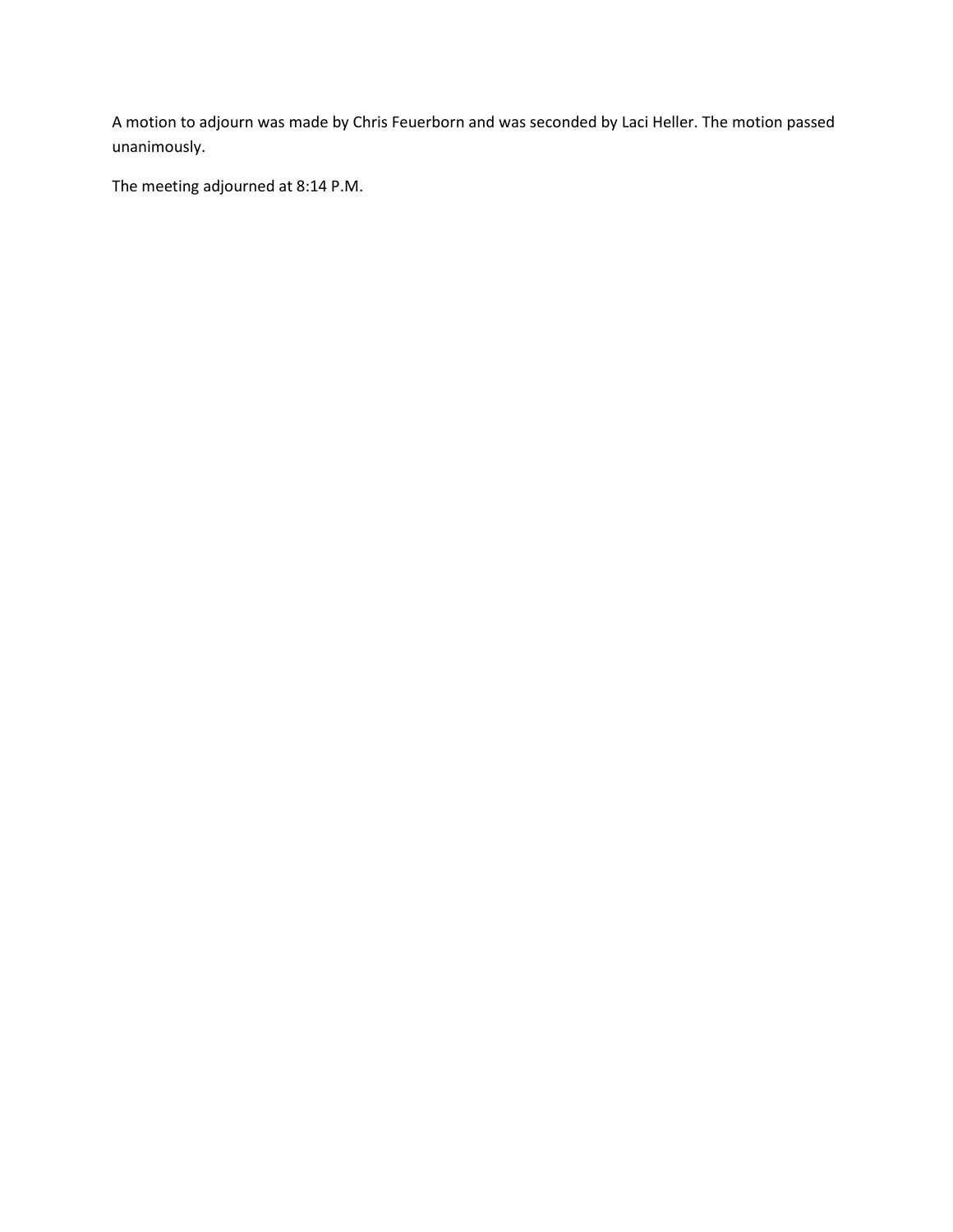A motion to adjourn was made by Chris Feuerborn and was seconded by Laci Heller. The motion passed unanimously.

The meeting adjourned at 8:14 P.M.